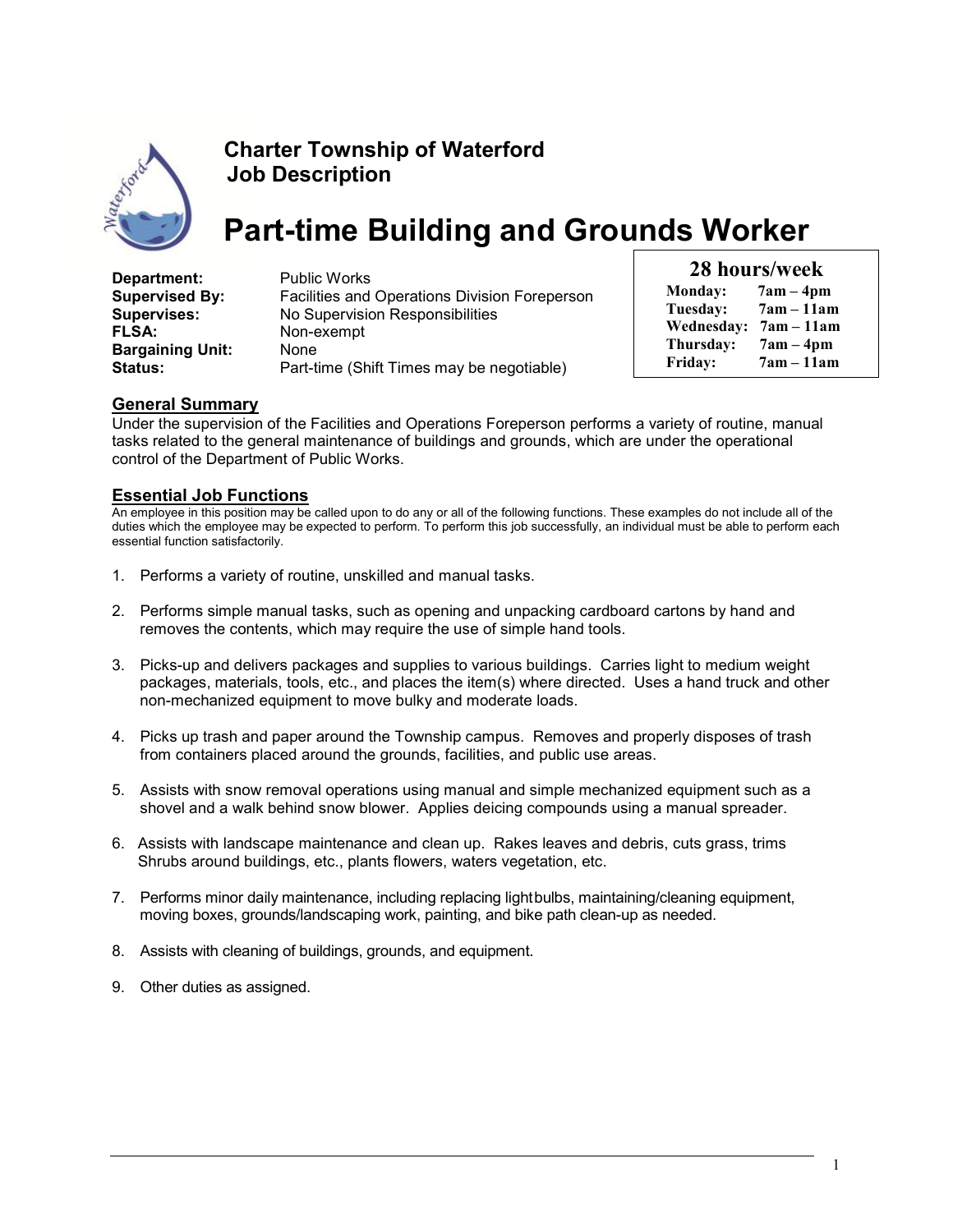**Charter Township of Waterford**
**Job Description**

# Part-time Building and Grounds Worker

| | |
|---|---|
| **Department:** | Public Works |
| **Supervised By:** | Facilities and Operations Division Foreperson |
| **Supervises:** | No Supervision Responsibilities |
| **FLSA:** | Non-exempt |
| **Bargaining Unit:** | None |
| **Status:** | Part-time (Shift Times may be negotiable) |

| 28 hours/week | |
|---|---|
| **Monday:** | **7am – 4pm** |
| **Tuesday:** | **7am – 11am** |
| **Wednesday:** | **7am – 11am** |
| **Thursday:** | **7am – 4pm** |
| **Friday:** | **7am – 11am** |

## General Summary

Under the supervision of the Facilities and Operations Foreperson performs a variety of routine, manual tasks related to the general maintenance of buildings and grounds, which are under the operational control of the Department of Public Works.

## Essential Job Functions

An employee in this position may be called upon to do any or all of the following functions. These examples do not include all of the duties which the employee may be expected to perform. To perform this job successfully, an individual must be able to perform each essential function satisfactorily.

1. Performs a variety of routine, unskilled and manual tasks.
2. Performs simple manual tasks, such as opening and unpacking cardboard cartons by hand and removes the contents, which may require the use of simple hand tools.
3. Picks-up and delivers packages and supplies to various buildings. Carries light to medium weight packages, materials, tools, etc., and places the item(s) where directed. Uses a hand truck and other non-mechanized equipment to move bulky and moderate loads.
4. Picks up trash and paper around the Township campus. Removes and properly disposes of trash from containers placed around the grounds, facilities, and public use areas.
5. Assists with snow removal operations using manual and simple mechanized equipment such as a shovel and a walk behind snow blower. Applies deicing compounds using a manual spreader.
6. Assists with landscape maintenance and clean up. Rakes leaves and debris, cuts grass, trims Shrubs around buildings, etc., plants flowers, waters vegetation, etc.
7. Performs minor daily maintenance, including replacing light bulbs, maintaining/cleaning equipment, moving boxes, grounds/landscaping work, painting, and bike path clean-up as needed.
8. Assists with cleaning of buildings, grounds, and equipment.
9. Other duties as assigned.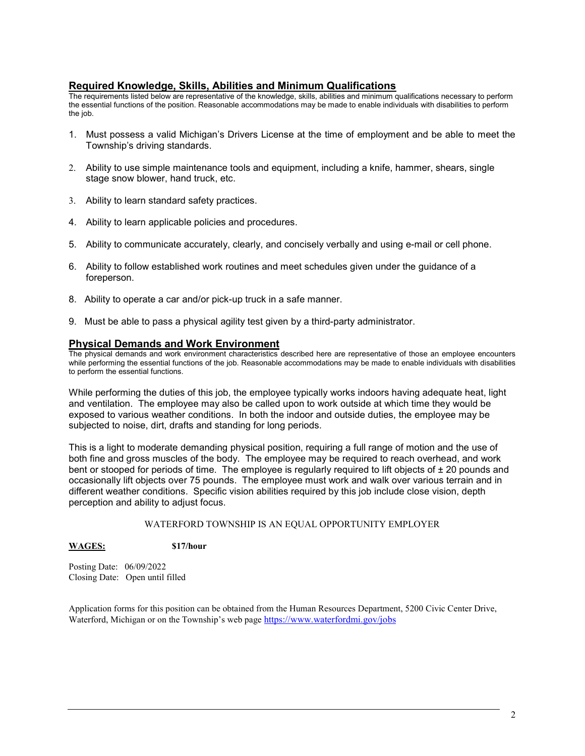## Required Knowledge, Skills, Abilities and Minimum Qualifications

The requirements listed below are representative of the knowledge, skills, abilities and minimum qualifications necessary to perform the essential functions of the position. Reasonable accommodations may be made to enable individuals with disabilities to perform the job.

1. Must possess a valid Michigan's Drivers License at the time of employment and be able to meet the Township's driving standards.
2. Ability to use simple maintenance tools and equipment, including a knife, hammer, shears, single stage snow blower, hand truck, etc.
3. Ability to learn standard safety practices.
4. Ability to learn applicable policies and procedures.
5. Ability to communicate accurately, clearly, and concisely verbally and using e-mail or cell phone.
6. Ability to follow established work routines and meet schedules given under the guidance of a foreperson.

8. Ability to operate a car and/or pick-up truck in a safe manner.
9. Must be able to pass a physical agility test given by a third-party administrator.

## Physical Demands and Work Environment

The physical demands and work environment characteristics described here are representative of those an employee encounters while performing the essential functions of the job. Reasonable accommodations may be made to enable individuals with disabilities to perform the essential functions.

While performing the duties of this job, the employee typically works indoors having adequate heat, light and ventilation. The employee may also be called upon to work outside at which time they would be exposed to various weather conditions. In both the indoor and outside duties, the employee may be subjected to noise, dirt, drafts and standing for long periods.

This is a light to moderate demanding physical position, requiring a full range of motion and the use of both fine and gross muscles of the body. The employee may be required to reach overhead, and work bent or stooped for periods of time. The employee is regularly required to lift objects of ± 20 pounds and occasionally lift objects over 75 pounds. The employee must work and walk over various terrain and in different weather conditions. Specific vision abilities required by this job include close vision, depth perception and ability to adjust focus.

WATERFORD TOWNSHIP IS AN EQUAL OPPORTUNITY EMPLOYER

**WAGES:** **$17/hour**

Posting Date: 06/09/2022
Closing Date: Open until filled

Application forms for this position can be obtained from the Human Resources Department, 5200 Civic Center Drive, Waterford, Michigan or on the Township's web page https://www.waterfordmi.gov/jobs